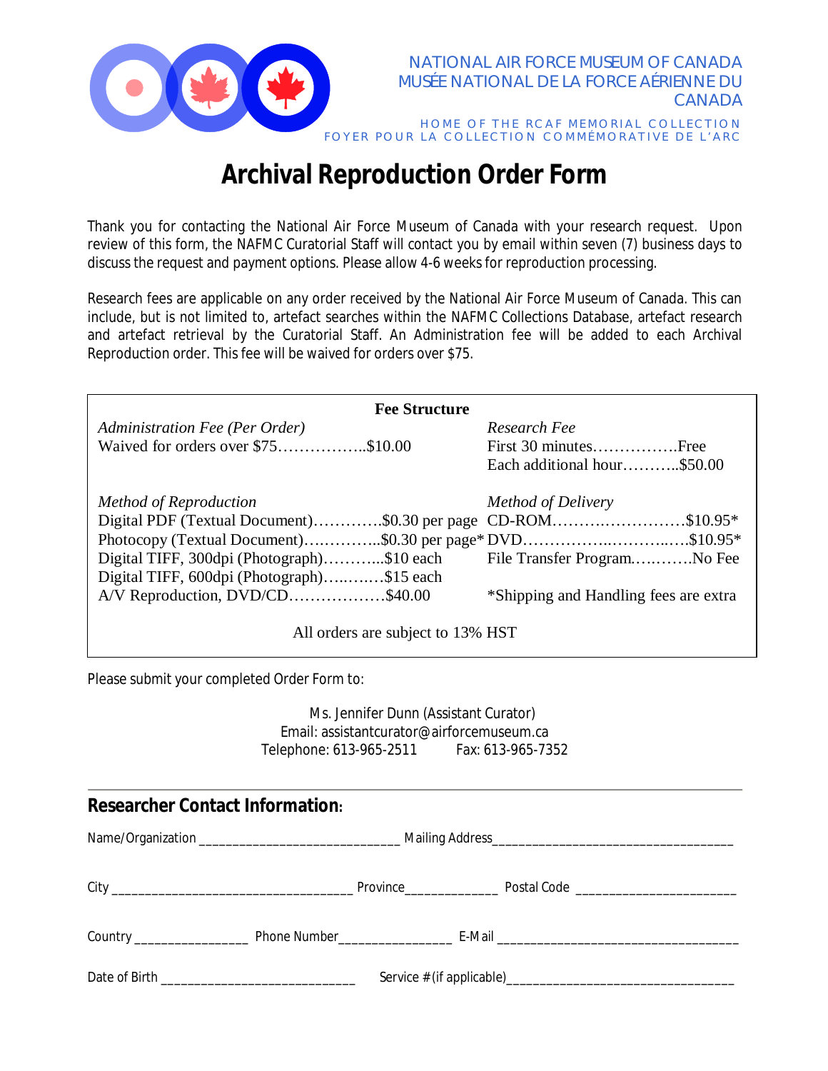NATIONAL AIR FORCE MUSEUM OF CANADA
MUSÉE NATIONAL DE LA FORCE AÉRIENNE DU CANADA

HOME OF THE RCAF MEMORIAL COLLECTION
FOYER POUR LA COLLECTION COMMÉMORATIVE DE L'ARC

# Archival Reproduction Order Form

Thank you for contacting the National Air Force Museum of Canada with your research request. Upon review of this form, the NAFMC Curatorial Staff will contact you by email within seven (7) business days to discuss the request and payment options. Please allow 4-6 weeks for reproduction processing.

Research fees are applicable on any order received by the National Air Force Museum of Canada. This can include, but is not limited to, artefact searches within the NAFMC Collections Database, artefact research and artefact retrieval by the Curatorial Staff. An Administration fee will be added to each Archival Reproduction order. This fee will be waived for orders over $75.

**Fee Structure**

*Administration Fee (Per Order)*
Waived for orders over $75……………..$10.00

*Research Fee*
First 30 minutes…………….Free
Each additional hour………..$50.00

*Method of Reproduction*
Digital PDF (Textual Document)………….$0.30 per page
Photocopy (Textual Document)…………..$0.30 per page*
Digital TIFF, 300dpi (Photograph)………..$10 each
Digital TIFF, 600dpi (Photograph)………$15 each
A/V Reproduction, DVD/CD………………$40.00

*Method of Delivery*
CD-ROM………………………$10.95*
DVD……………………………$10.95*
File Transfer Program…………No Fee

*Shipping and Handling fees are extra

All orders are subject to 13% HST

Please submit your completed Order Form to:

Ms. Jennifer Dunn (Assistant Curator)
Email: assistantcurator@airforcemuseum.ca
Telephone: 613-965-2511 Fax: 613-965-7352

---

## Researcher Contact Information:

Name/Organization ____________________________ Mailing Address __________________________________

City __________________________________ Province_____________ Postal Code ______________________

Country ________________ Phone Number________________ E-Mail __________________________________

Date of Birth ___________________________ Service # (if applicable)________________________________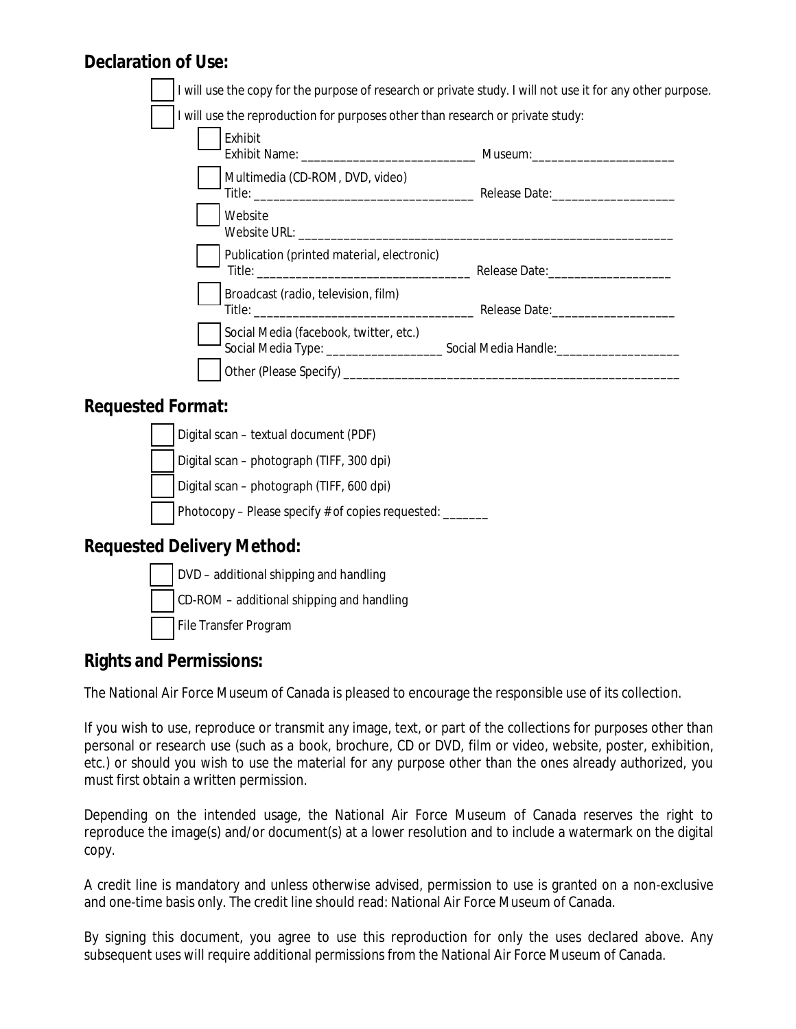## Declaration of Use:

- [ ] I will use the copy for the purpose of research or private study. I will not use it for any other purpose.
- [ ] I will use the reproduction for purposes other than research or private study:
  - [ ] Exhibit
    Exhibit Name: ___________________________ Museum:______________________
  - [ ] Multimedia (CD-ROM, DVD, video)
    Title: _________________________________ Release Date:___________________
  - [ ] Website
    Website URL: ___________________________________________________________
  - [ ] Publication (printed material, electronic)
    Title: _________________________________ Release Date:___________________
  - [ ] Broadcast (radio, television, film)
    Title: _________________________________ Release Date:___________________
  - [ ] Social Media (facebook, twitter, etc.)
    Social Media Type: __________________ Social Media Handle:___________________
  - [ ] Other (Please Specify) _____________________________________________________

## Requested Format:

- [ ] Digital scan – textual document (PDF)
- [ ] Digital scan – photograph (TIFF, 300 dpi)
- [ ] Digital scan – photograph (TIFF, 600 dpi)
- [ ] Photocopy – Please specify # of copies requested: _______

## Requested Delivery Method:

- [ ] DVD – additional shipping and handling
- [ ] CD-ROM – additional shipping and handling
- [ ] File Transfer Program

## Rights and Permissions:

The National Air Force Museum of Canada is pleased to encourage the responsible use of its collection.

If you wish to use, reproduce or transmit any image, text, or part of the collections for purposes other than personal or research use (such as a book, brochure, CD or DVD, film or video, website, poster, exhibition, etc.) or should you wish to use the material for any purpose other than the ones already authorized, you must first obtain a written permission.

Depending on the intended usage, the National Air Force Museum of Canada reserves the right to reproduce the image(s) and/or document(s) at a lower resolution and to include a watermark on the digital copy.

A credit line is mandatory and unless otherwise advised, permission to use is granted on a non-exclusive and one-time basis only. The credit line should read: National Air Force Museum of Canada.

By signing this document, you agree to use this reproduction for only the uses declared above. Any subsequent uses will require additional permissions from the National Air Force Museum of Canada.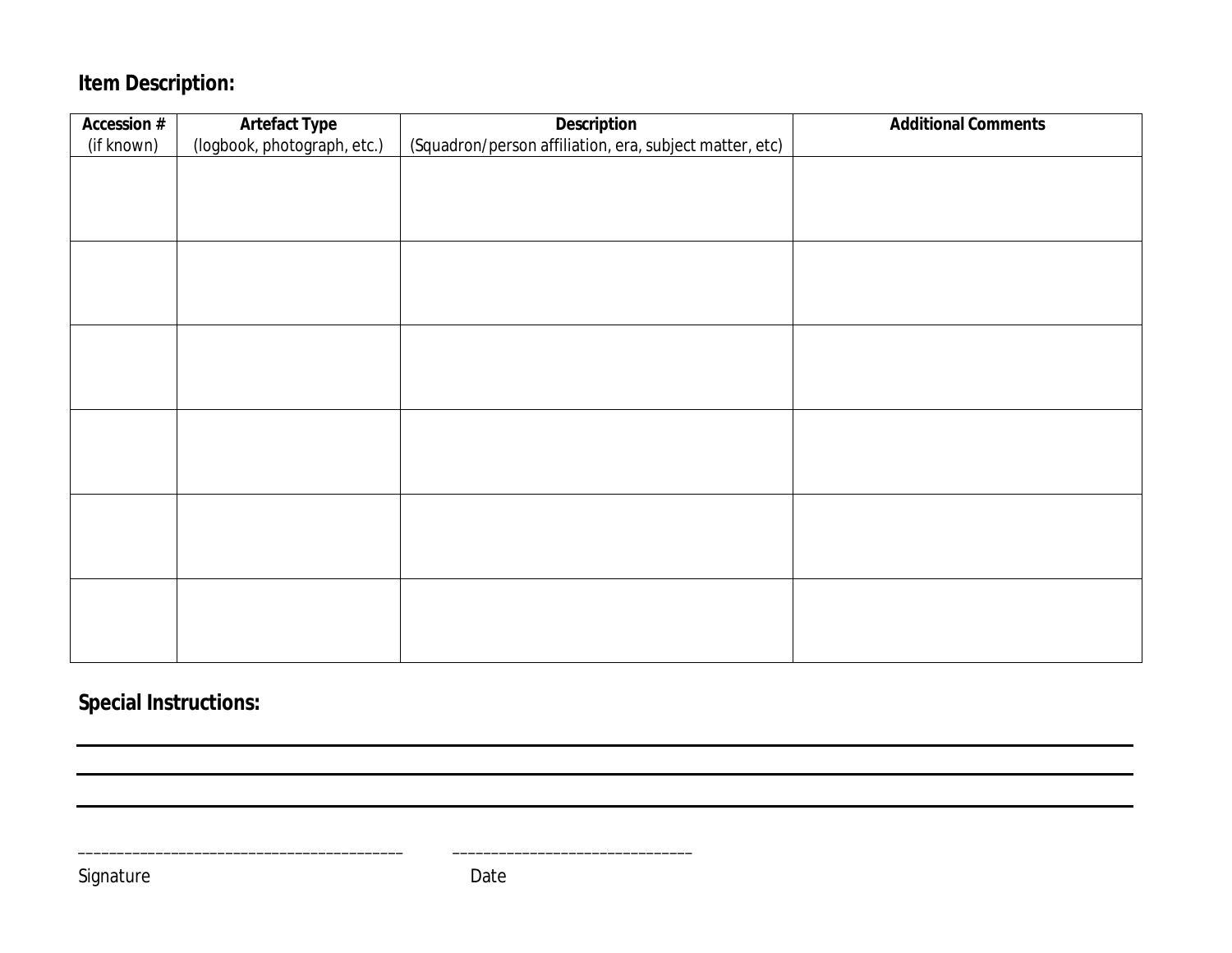**Item Description:**

| Accession # (if known) | Artefact Type (logbook, photograph, etc.) | Description (Squadron/person affiliation, era, subject matter, etc) | Additional Comments |
|---|---|---|---|
| | | | |
| | | | |
| | | | |
| | | | |
| | | | |
| | | | |

**Special Instructions:**

\_\_\_\_\_\_\_\_\_\_\_\_\_\_\_\_\_\_\_\_\_\_\_\_\_\_\_\_\_\_\_\_\_\_\_\_\_\_\_\_\_\_\_\_\_\_\_\_\_\_\_\_\_\_\_\_\_\_\_\_\_\_\_\_\_\_\_\_\_\_\_\_\_\_\_\_\_\_

\_\_\_\_\_\_\_\_\_\_\_\_\_\_\_\_\_\_\_\_\_\_\_\_\_\_\_\_\_\_\_\_\_\_\_\_\_\_\_\_\_\_\_\_\_\_\_\_\_\_\_\_\_\_\_\_\_\_\_\_\_\_\_\_\_\_\_\_\_\_\_\_\_\_\_\_\_\_

\_\_\_\_\_\_\_\_\_\_\_\_\_\_\_\_\_\_\_\_\_\_\_\_\_\_\_\_\_\_\_\_\_\_\_\_\_\_\_\_\_\_\_\_\_\_\_\_\_\_\_\_\_\_\_\_\_\_\_\_\_\_\_\_\_\_\_\_\_\_\_\_\_\_\_\_\_\_

\_\_\_\_\_\_\_\_\_\_\_\_\_\_\_\_\_\_\_\_\_\_\_\_\_\_\_\_\_\_\_\_\_\_\_\_\_\_\_\_\_\_\_\_\_\_\_\_ \_\_\_\_\_\_\_\_\_\_\_\_\_\_\_\_\_\_\_\_\_\_\_\_\_\_\_\_\_\_\_\_\_\_\_\_

Signature Date